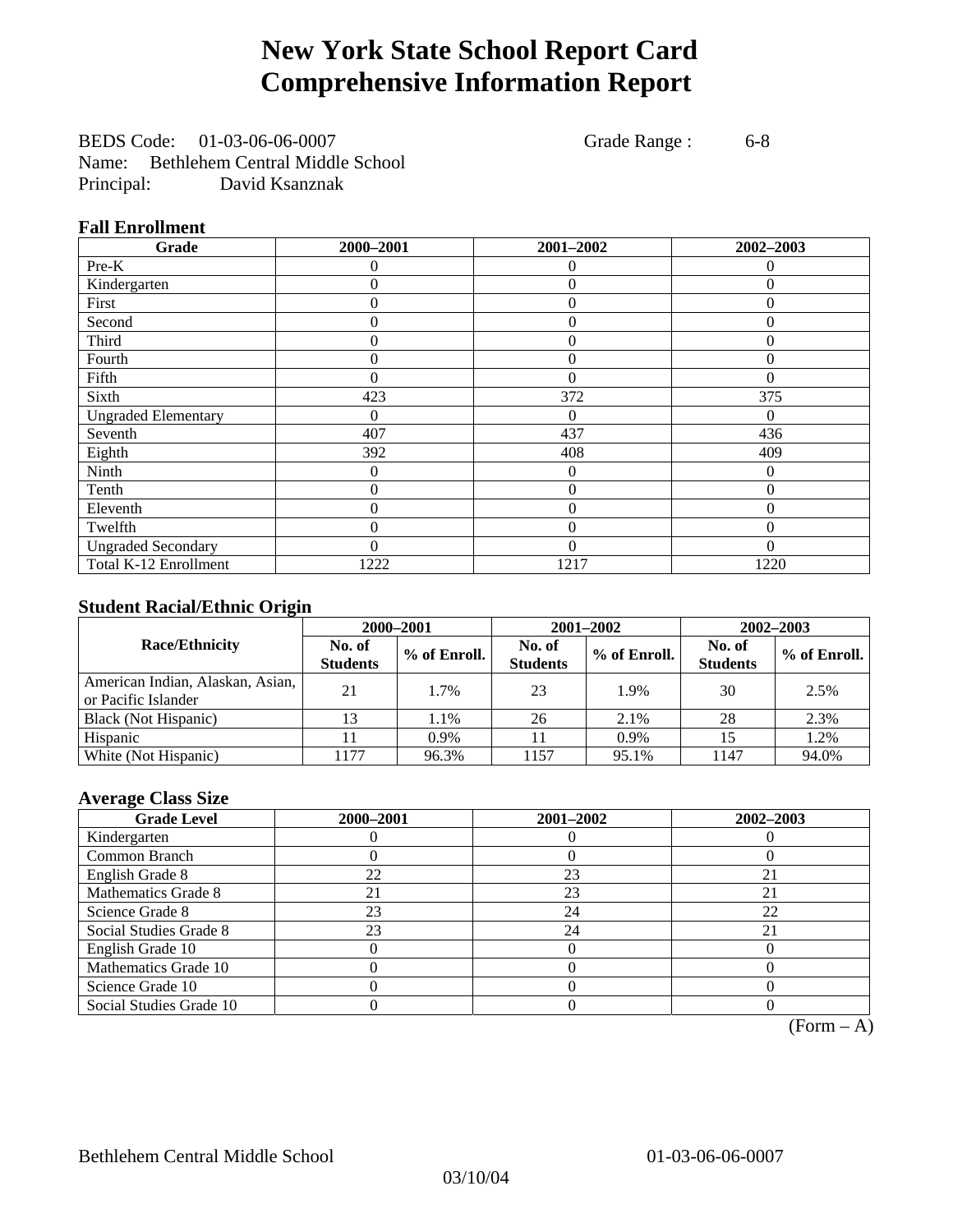# New York State School Report Card
# Comprehensive Information Report

BEDS Code: 01-03-06-06-0007 Grade Range : 6-8
Name: Bethlehem Central Middle School
Principal: David Ksanznak

### Fall Enrollment

| Grade | 2000–2001 | 2001–2002 | 2002–2003 |
|---|---|---|---|
| Pre-K | 0 | 0 | 0 |
| Kindergarten | 0 | 0 | 0 |
| First | 0 | 0 | 0 |
| Second | 0 | 0 | 0 |
| Third | 0 | 0 | 0 |
| Fourth | 0 | 0 | 0 |
| Fifth | 0 | 0 | 0 |
| Sixth | 423 | 372 | 375 |
| Ungraded Elementary | 0 | 0 | 0 |
| Seventh | 407 | 437 | 436 |
| Eighth | 392 | 408 | 409 |
| Ninth | 0 | 0 | 0 |
| Tenth | 0 | 0 | 0 |
| Eleventh | 0 | 0 | 0 |
| Twelfth | 0 | 0 | 0 |
| Ungraded Secondary | 0 | 0 | 0 |
| Total K-12 Enrollment | 1222 | 1217 | 1220 |

### Student Racial/Ethnic Origin

| Race/Ethnicity | 2000–2001 | | 2001–2002 | | 2002–2003 | |
|---|---|---|---|---|---|---|
| | No. of Students | % of Enroll. | No. of Students | % of Enroll. | No. of Students | % of Enroll. |
| American Indian, Alaskan, Asian, or Pacific Islander | 21 | 1.7% | 23 | 1.9% | 30 | 2.5% |
| Black (Not Hispanic) | 13 | 1.1% | 26 | 2.1% | 28 | 2.3% |
| Hispanic | 11 | 0.9% | 11 | 0.9% | 15 | 1.2% |
| White (Not Hispanic) | 1177 | 96.3% | 1157 | 95.1% | 1147 | 94.0% |

### Average Class Size

| Grade Level | 2000–2001 | 2001–2002 | 2002–2003 |
|---|---|---|---|
| Kindergarten | 0 | 0 | 0 |
| Common Branch | 0 | 0 | 0 |
| English Grade 8 | 22 | 23 | 21 |
| Mathematics Grade 8 | 21 | 23 | 21 |
| Science Grade 8 | 23 | 24 | 22 |
| Social Studies Grade 8 | 23 | 24 | 21 |
| English Grade 10 | 0 | 0 | 0 |
| Mathematics Grade 10 | 0 | 0 | 0 |
| Science Grade 10 | 0 | 0 | 0 |
| Social Studies Grade 10 | 0 | 0 | 0 |

(Form – A)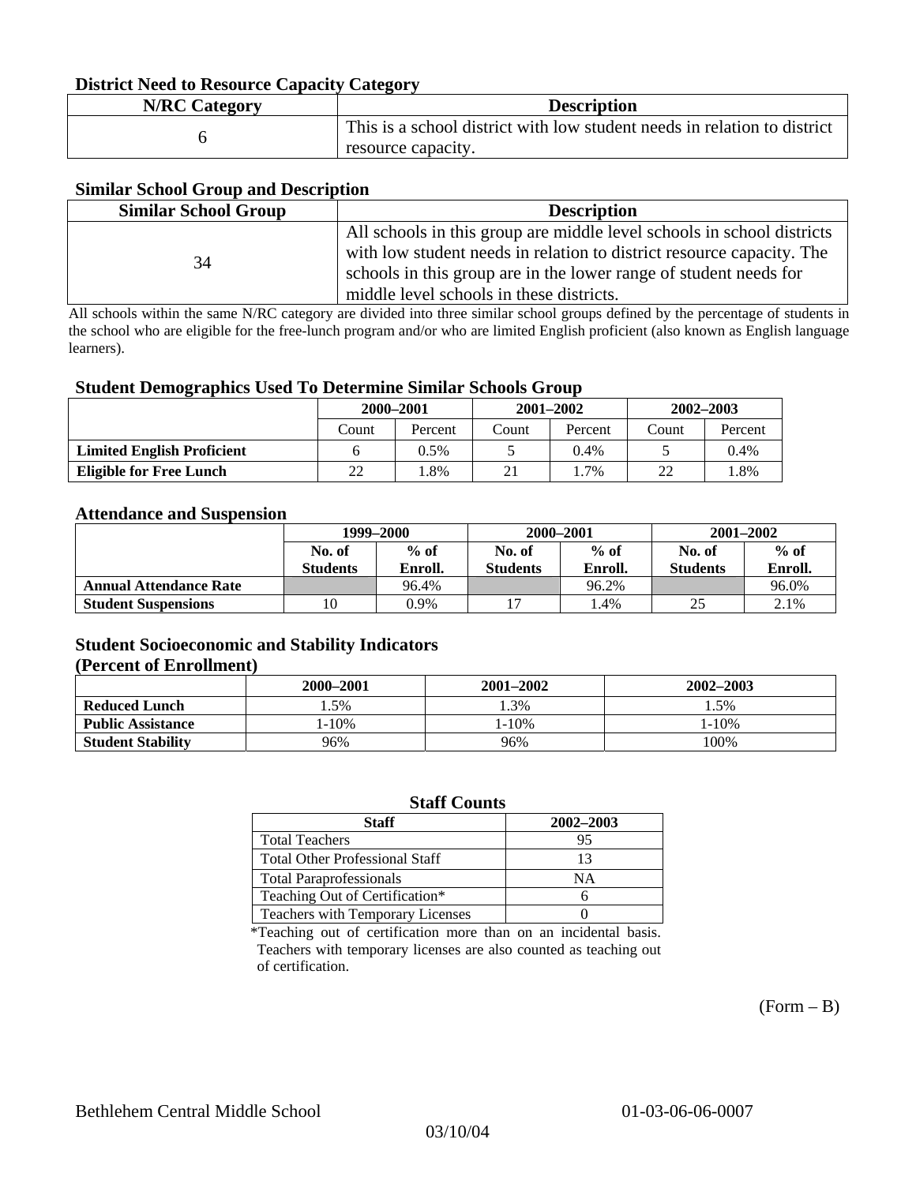### District Need to Resource Capacity Category

| N/RC Category | Description |
| --- | --- |
| 6 | This is a school district with low student needs in relation to district resource capacity. |

### Similar School Group and Description

| Similar School Group | Description |
| --- | --- |
| 34 | All schools in this group are middle level schools in school districts with low student needs in relation to district resource capacity. The schools in this group are in the lower range of student needs for middle level schools in these districts. |

All schools within the same N/RC category are divided into three similar school groups defined by the percentage of students in the school who are eligible for the free-lunch program and/or who are limited English proficient (also known as English language learners).

### Student Demographics Used To Determine Similar Schools Group

| | 2000–2001 | | 2001–2002 | | 2002–2003 | |
| --- | --- | --- | --- | --- | --- | --- |
| | Count | Percent | Count | Percent | Count | Percent |
| **Limited English Proficient** | 6 | 0.5% | 5 | 0.4% | 5 | 0.4% |
| **Eligible for Free Lunch** | 22 | 1.8% | 21 | 1.7% | 22 | 1.8% |

### Attendance and Suspension

| | 1999–2000 | | 2000–2001 | | 2001–2002 | |
| --- | --- | --- | --- | --- | --- | --- |
| | No. of Students | % of Enroll. | No. of Students | % of Enroll. | No. of Students | % of Enroll. |
| **Annual Attendance Rate** | | 96.4% | | 96.2% | | 96.0% |
| **Student Suspensions** | 10 | 0.9% | 17 | 1.4% | 25 | 2.1% |

### Student Socioeconomic and Stability Indicators (Percent of Enrollment)

| | 2000–2001 | 2001–2002 | 2002–2003 |
| --- | --- | --- | --- |
| **Reduced Lunch** | 1.5% | 1.3% | 1.5% |
| **Public Assistance** | 1-10% | 1-10% | 1-10% |
| **Student Stability** | 96% | 96% | 100% |

### Staff Counts

| Staff | 2002–2003 |
| --- | --- |
| Total Teachers | 95 |
| Total Other Professional Staff | 13 |
| Total Paraprofessionals | NA |
| Teaching Out of Certification* | 6 |
| Teachers with Temporary Licenses | 0 |

*Teaching out of certification more than on an incidental basis. Teachers with temporary licenses are also counted as teaching out of certification.

(Form – B)

Bethlehem Central Middle School 01-03-06-06-0007

03/10/04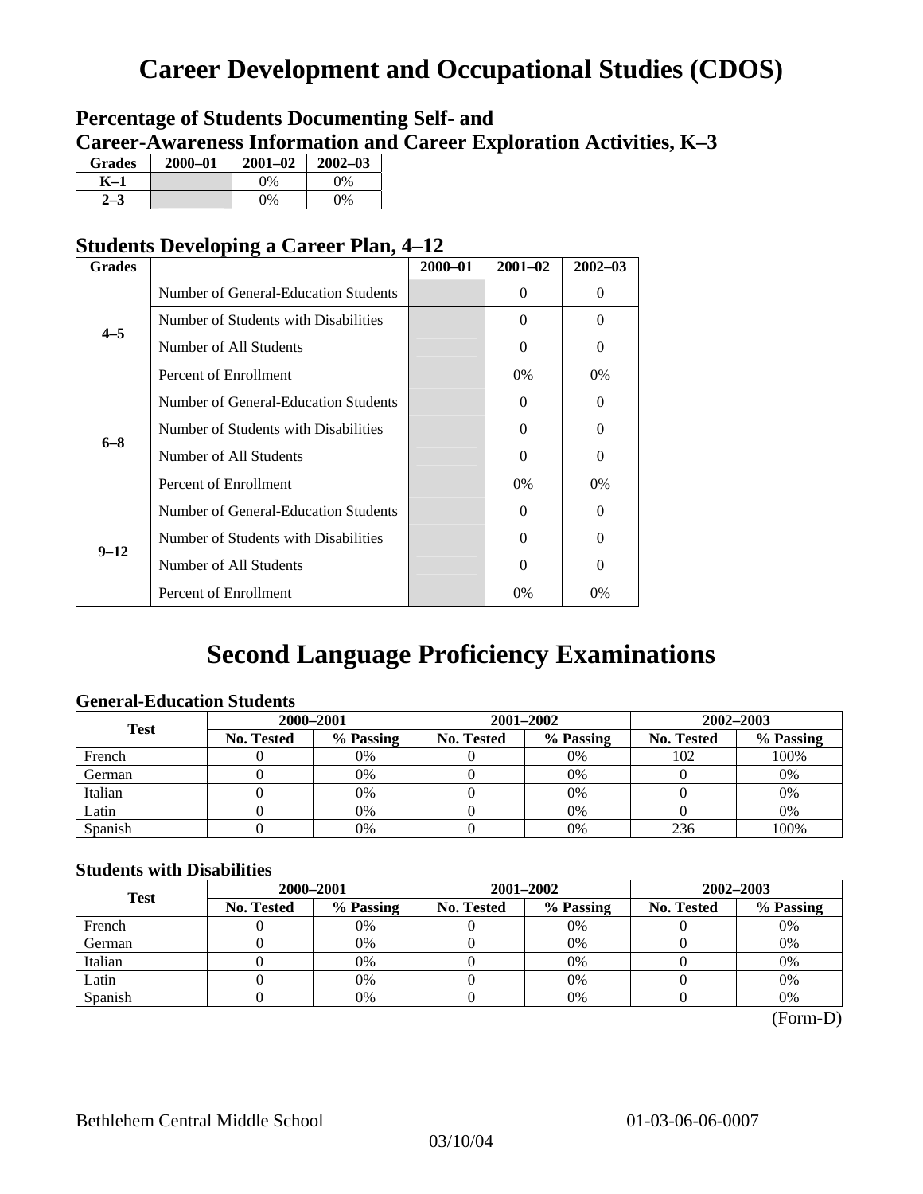# Career Development and Occupational Studies (CDOS)

## Percentage of Students Documenting Self- and Career-Awareness Information and Career Exploration Activities, K–3

| Grades | 2000–01 | 2001–02 | 2002–03 |
|---|---|---|---|
| K–1 | | 0% | 0% |
| 2–3 | | 0% | 0% |

## Students Developing a Career Plan, 4–12

| Grades | | 2000–01 | 2001–02 | 2002–03 |
|---|---|---|---|---|
| 4–5 | Number of General-Education Students | | 0 | 0 |
| | Number of Students with Disabilities | | 0 | 0 |
| | Number of All Students | | 0 | 0 |
| | Percent of Enrollment | | 0% | 0% |
| 6–8 | Number of General-Education Students | | 0 | 0 |
| | Number of Students with Disabilities | | 0 | 0 |
| | Number of All Students | | 0 | 0 |
| | Percent of Enrollment | | 0% | 0% |
| 9–12 | Number of General-Education Students | | 0 | 0 |
| | Number of Students with Disabilities | | 0 | 0 |
| | Number of All Students | | 0 | 0 |
| | Percent of Enrollment | | 0% | 0% |

# Second Language Proficiency Examinations

### General-Education Students

| Test | 2000–2001 | | 2001–2002 | | 2002–2003 | |
|---|---|---|---|---|---|---|
| | No. Tested | % Passing | No. Tested | % Passing | No. Tested | % Passing |
| French | 0 | 0% | 0 | 0% | 102 | 100% |
| German | 0 | 0% | 0 | 0% | 0 | 0% |
| Italian | 0 | 0% | 0 | 0% | 0 | 0% |
| Latin | 0 | 0% | 0 | 0% | 0 | 0% |
| Spanish | 0 | 0% | 0 | 0% | 236 | 100% |

### Students with Disabilities

| Test | 2000–2001 | | 2001–2002 | | 2002–2003 | |
|---|---|---|---|---|---|---|
| | No. Tested | % Passing | No. Tested | % Passing | No. Tested | % Passing |
| French | 0 | 0% | 0 | 0% | 0 | 0% |
| German | 0 | 0% | 0 | 0% | 0 | 0% |
| Italian | 0 | 0% | 0 | 0% | 0 | 0% |
| Latin | 0 | 0% | 0 | 0% | 0 | 0% |
| Spanish | 0 | 0% | 0 | 0% | 0 | 0% |

(Form-D)

Bethlehem Central Middle School 01-03-06-06-0007

03/10/04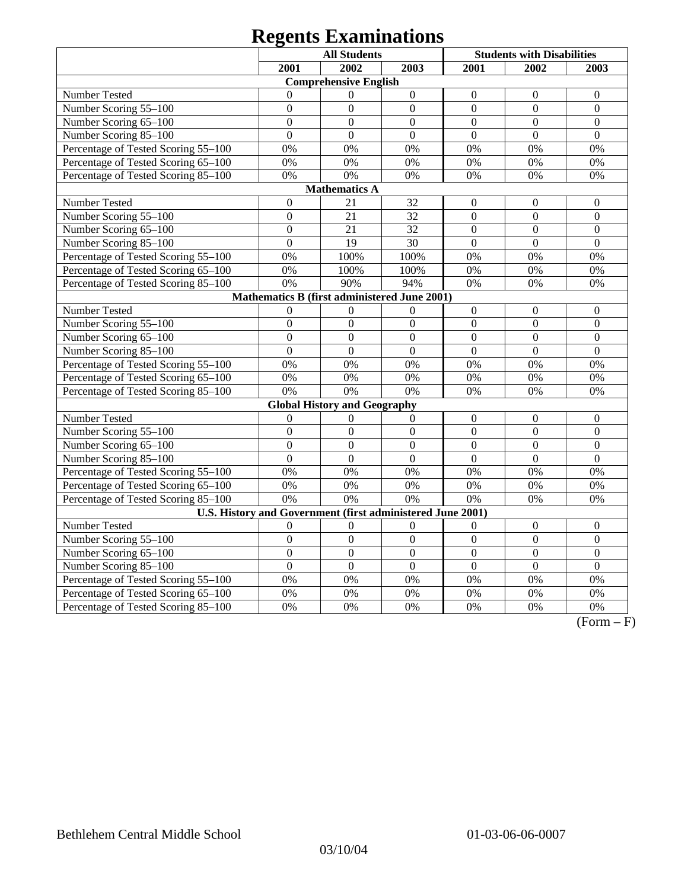# Regents Examinations

| | All Students | | | Students with Disabilities | | |
|---|---|---|---|---|---|---|
| | 2001 | 2002 | 2003 | 2001 | 2002 | 2003 |
| **Comprehensive English** | | | | | | |
| Number Tested | 0 | 0 | 0 | 0 | 0 | 0 |
| Number Scoring 55–100 | 0 | 0 | 0 | 0 | 0 | 0 |
| Number Scoring 65–100 | 0 | 0 | 0 | 0 | 0 | 0 |
| Number Scoring 85–100 | 0 | 0 | 0 | 0 | 0 | 0 |
| Percentage of Tested Scoring 55–100 | 0% | 0% | 0% | 0% | 0% | 0% |
| Percentage of Tested Scoring 65–100 | 0% | 0% | 0% | 0% | 0% | 0% |
| Percentage of Tested Scoring 85–100 | 0% | 0% | 0% | 0% | 0% | 0% |
| **Mathematics A** | | | | | | |
| Number Tested | 0 | 21 | 32 | 0 | 0 | 0 |
| Number Scoring 55–100 | 0 | 21 | 32 | 0 | 0 | 0 |
| Number Scoring 65–100 | 0 | 21 | 32 | 0 | 0 | 0 |
| Number Scoring 85–100 | 0 | 19 | 30 | 0 | 0 | 0 |
| Percentage of Tested Scoring 55–100 | 0% | 100% | 100% | 0% | 0% | 0% |
| Percentage of Tested Scoring 65–100 | 0% | 100% | 100% | 0% | 0% | 0% |
| Percentage of Tested Scoring 85–100 | 0% | 90% | 94% | 0% | 0% | 0% |
| **Mathematics B (first administered June 2001)** | | | | | | |
| Number Tested | 0 | 0 | 0 | 0 | 0 | 0 |
| Number Scoring 55–100 | 0 | 0 | 0 | 0 | 0 | 0 |
| Number Scoring 65–100 | 0 | 0 | 0 | 0 | 0 | 0 |
| Number Scoring 85–100 | 0 | 0 | 0 | 0 | 0 | 0 |
| Percentage of Tested Scoring 55–100 | 0% | 0% | 0% | 0% | 0% | 0% |
| Percentage of Tested Scoring 65–100 | 0% | 0% | 0% | 0% | 0% | 0% |
| Percentage of Tested Scoring 85–100 | 0% | 0% | 0% | 0% | 0% | 0% |
| **Global History and Geography** | | | | | | |
| Number Tested | 0 | 0 | 0 | 0 | 0 | 0 |
| Number Scoring 55–100 | 0 | 0 | 0 | 0 | 0 | 0 |
| Number Scoring 65–100 | 0 | 0 | 0 | 0 | 0 | 0 |
| Number Scoring 85–100 | 0 | 0 | 0 | 0 | 0 | 0 |
| Percentage of Tested Scoring 55–100 | 0% | 0% | 0% | 0% | 0% | 0% |
| Percentage of Tested Scoring 65–100 | 0% | 0% | 0% | 0% | 0% | 0% |
| Percentage of Tested Scoring 85–100 | 0% | 0% | 0% | 0% | 0% | 0% |
| **U.S. History and Government (first administered June 2001)** | | | | | | |
| Number Tested | 0 | 0 | 0 | 0 | 0 | 0 |
| Number Scoring 55–100 | 0 | 0 | 0 | 0 | 0 | 0 |
| Number Scoring 65–100 | 0 | 0 | 0 | 0 | 0 | 0 |
| Number Scoring 85–100 | 0 | 0 | 0 | 0 | 0 | 0 |
| Percentage of Tested Scoring 55–100 | 0% | 0% | 0% | 0% | 0% | 0% |
| Percentage of Tested Scoring 65–100 | 0% | 0% | 0% | 0% | 0% | 0% |
| Percentage of Tested Scoring 85–100 | 0% | 0% | 0% | 0% | 0% | 0% |

(Form – F)

Bethlehem Central Middle School 01-03-06-06-0007

03/10/04